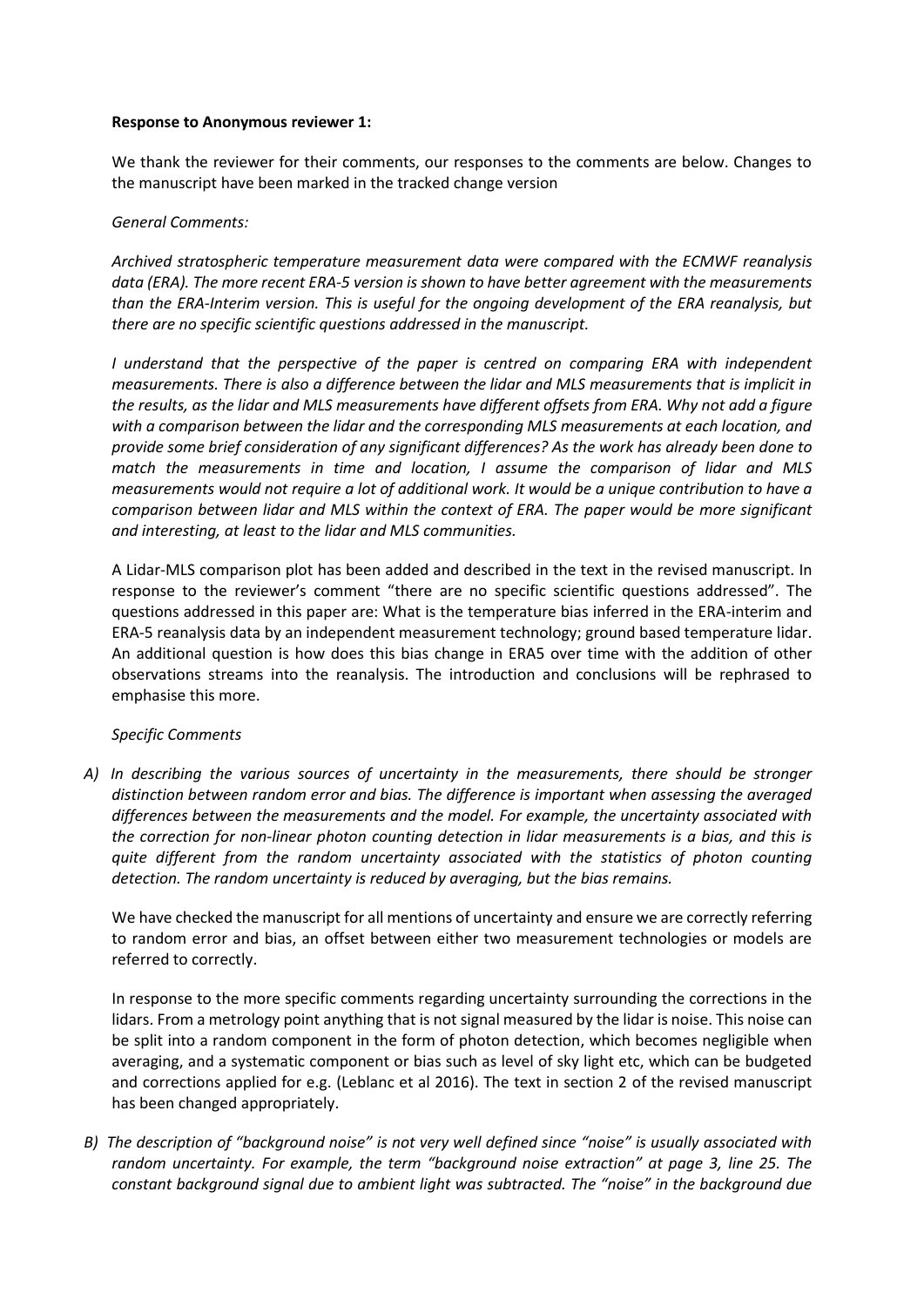**Response to Anonymous reviewer 1:**

We thank the reviewer for their comments, our responses to the comments are below. Changes to the manuscript have been marked in the tracked change version

*General Comments:*

*Archived stratospheric temperature measurement data were compared with the ECMWF reanalysis data (ERA). The more recent ERA-5 version is shown to have better agreement with the measurements than the ERA-Interim version. This is useful for the ongoing development of the ERA reanalysis, but there are no specific scientific questions addressed in the manuscript.*

*I understand that the perspective of the paper is centred on comparing ERA with independent measurements. There is also a difference between the lidar and MLS measurements that is implicit in the results, as the lidar and MLS measurements have different offsets from ERA. Why not add a figure with a comparison between the lidar and the corresponding MLS measurements at each location, and provide some brief consideration of any significant differences? As the work has already been done to match the measurements in time and location, I assume the comparison of lidar and MLS measurements would not require a lot of additional work. It would be a unique contribution to have a comparison between lidar and MLS within the context of ERA. The paper would be more significant and interesting, at least to the lidar and MLS communities.*

A Lidar-MLS comparison plot has been added and described in the text in the revised manuscript. In response to the reviewer's comment "there are no specific scientific questions addressed". The questions addressed in this paper are: What is the temperature bias inferred in the ERA-interim and ERA-5 reanalysis data by an independent measurement technology; ground based temperature lidar. An additional question is how does this bias change in ERA5 over time with the addition of other observations streams into the reanalysis. The introduction and conclusions will be rephrased to emphasise this more.

*Specific Comments*

A) *In describing the various sources of uncertainty in the measurements, there should be stronger distinction between random error and bias. The difference is important when assessing the averaged differences between the measurements and the model. For example, the uncertainty associated with the correction for non-linear photon counting detection in lidar measurements is a bias, and this is quite different from the random uncertainty associated with the statistics of photon counting detection. The random uncertainty is reduced by averaging, but the bias remains.*

   We have checked the manuscript for all mentions of uncertainty and ensure we are correctly referring to random error and bias, an offset between either two measurement technologies or models are referred to correctly.

   In response to the more specific comments regarding uncertainty surrounding the corrections in the lidars. From a metrology point anything that is not signal measured by the lidar is noise. This noise can be split into a random component in the form of photon detection, which becomes negligible when averaging, and a systematic component or bias such as level of sky light etc, which can be budgeted and corrections applied for e.g. (Leblanc et al 2016). The text in section 2 of the revised manuscript has been changed appropriately.

B) *The description of "background noise" is not very well defined since "noise" is usually associated with random uncertainty. For example, the term "background noise extraction" at page 3, line 25. The constant background signal due to ambient light was subtracted. The "noise" in the background due*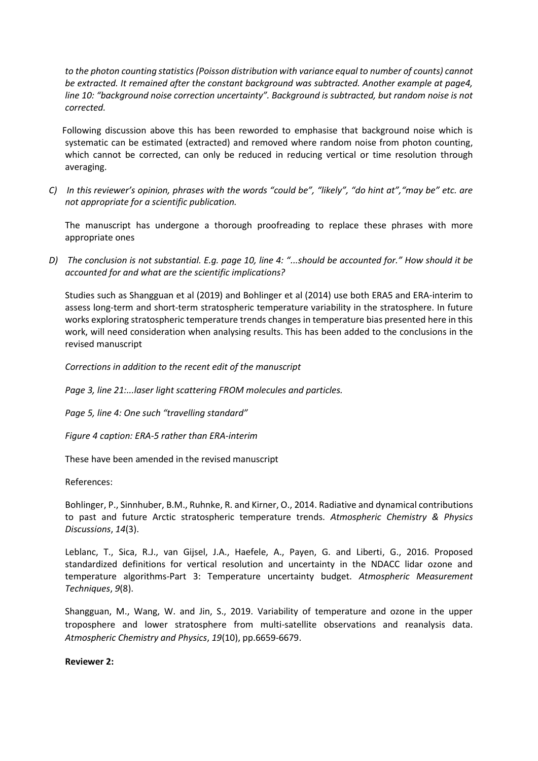*to the photon counting statistics (Poisson distribution with variance equal to number of counts) cannot be extracted. It remained after the constant background was subtracted. Another example at page4, line 10: "background noise correction uncertainty". Background is subtracted, but random noise is not corrected.*

Following discussion above this has been reworded to emphasise that background noise which is systematic can be estimated (extracted) and removed where random noise from photon counting, which cannot be corrected, can only be reduced in reducing vertical or time resolution through averaging.

C) *In this reviewer's opinion, phrases with the words "could be", "likely", "do hint at","may be" etc. are not appropriate for a scientific publication.*

The manuscript has undergone a thorough proofreading to replace these phrases with more appropriate ones

D) *The conclusion is not substantial. E.g. page 10, line 4: "...should be accounted for." How should it be accounted for and what are the scientific implications?*

Studies such as Shangguan et al (2019) and Bohlinger et al (2014) use both ERA5 and ERA-interim to assess long-term and short-term stratospheric temperature variability in the stratosphere. In future works exploring stratospheric temperature trends changes in temperature bias presented here in this work, will need consideration when analysing results. This has been added to the conclusions in the revised manuscript

*Corrections in addition to the recent edit of the manuscript*

*Page 3, line 21:...laser light scattering FROM molecules and particles.*

*Page 5, line 4: One such "travelling standard"*

*Figure 4 caption: ERA-5 rather than ERA-interim*

These have been amended in the revised manuscript

References:

Bohlinger, P., Sinnhuber, B.M., Ruhnke, R. and Kirner, O., 2014. Radiative and dynamical contributions to past and future Arctic stratospheric temperature trends. *Atmospheric Chemistry & Physics Discussions*, *14*(3).

Leblanc, T., Sica, R.J., van Gijsel, J.A., Haefele, A., Payen, G. and Liberti, G., 2016. Proposed standardized definitions for vertical resolution and uncertainty in the NDACC lidar ozone and temperature algorithms-Part 3: Temperature uncertainty budget. *Atmospheric Measurement Techniques*, *9*(8).

Shangguan, M., Wang, W. and Jin, S., 2019. Variability of temperature and ozone in the upper troposphere and lower stratosphere from multi-satellite observations and reanalysis data. *Atmospheric Chemistry and Physics*, *19*(10), pp.6659-6679.

**Reviewer 2:**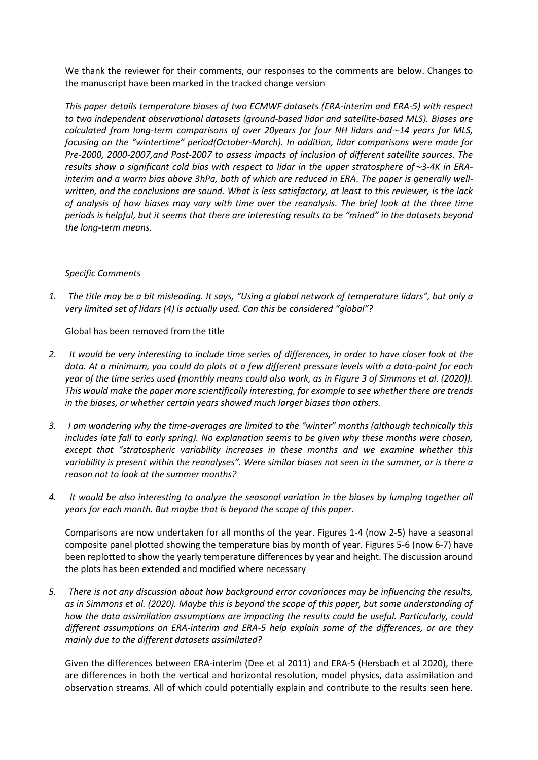We thank the reviewer for their comments, our responses to the comments are below. Changes to the manuscript have been marked in the tracked change version

*This paper details temperature biases of two ECMWF datasets (ERA-interim and ERA-5) with respect to two independent observational datasets (ground-based lidar and satellite-based MLS). Biases are calculated from long-term comparisons of over 20years for four NH lidars and~14 years for MLS, focusing on the "wintertime" period(October-March). In addition, lidar comparisons were made for Pre-2000, 2000-2007,and Post-2007 to assess impacts of inclusion of different satellite sources. The results show a significant cold bias with respect to lidar in the upper stratosphere of~3-4K in ERA-interim and a warm bias above 3hPa, both of which are reduced in ERA. The paper is generally well-written, and the conclusions are sound. What is less satisfactory, at least to this reviewer, is the lack of analysis of how biases may vary with time over the reanalysis. The brief look at the three time periods is helpful, but it seems that there are interesting results to be "mined" in the datasets beyond the long-term means.*

*Specific Comments*

1. *The title may be a bit misleading. It says, "Using a global network of temperature lidars", but only a very limited set of lidars (4) is actually used. Can this be considered "global"?*

   Global has been removed from the title

2. *It would be very interesting to include time series of differences, in order to have closer look at the data. At a minimum, you could do plots at a few different pressure levels with a data-point for each year of the time series used (monthly means could also work, as in Figure 3 of Simmons et al. (2020)). This would make the paper more scientifically interesting, for example to see whether there are trends in the biases, or whether certain years showed much larger biases than others.*

3. *I am wondering why the time-averages are limited to the "winter" months (although technically this includes late fall to early spring). No explanation seems to be given why these months were chosen, except that "stratospheric variability increases in these months and we examine whether this variability is present within the reanalyses". Were similar biases not seen in the summer, or is there a reason not to look at the summer months?*

4. *It would be also interesting to analyze the seasonal variation in the biases by lumping together all years for each month. But maybe that is beyond the scope of this paper.*

   Comparisons are now undertaken for all months of the year. Figures 1-4 (now 2-5) have a seasonal composite panel plotted showing the temperature bias by month of year. Figures 5-6 (now 6-7) have been replotted to show the yearly temperature differences by year and height. The discussion around the plots has been extended and modified where necessary

5. *There is not any discussion about how background error covariances may be influencing the results, as in Simmons et al. (2020). Maybe this is beyond the scope of this paper, but some understanding of how the data assimilation assumptions are impacting the results could be useful. Particularly, could different assumptions on ERA-interim and ERA-5 help explain some of the differences, or are they mainly due to the different datasets assimilated?*

   Given the differences between ERA-interim (Dee et al 2011) and ERA-5 (Hersbach et al 2020), there are differences in both the vertical and horizontal resolution, model physics, data assimilation and observation streams. All of which could potentially explain and contribute to the results seen here.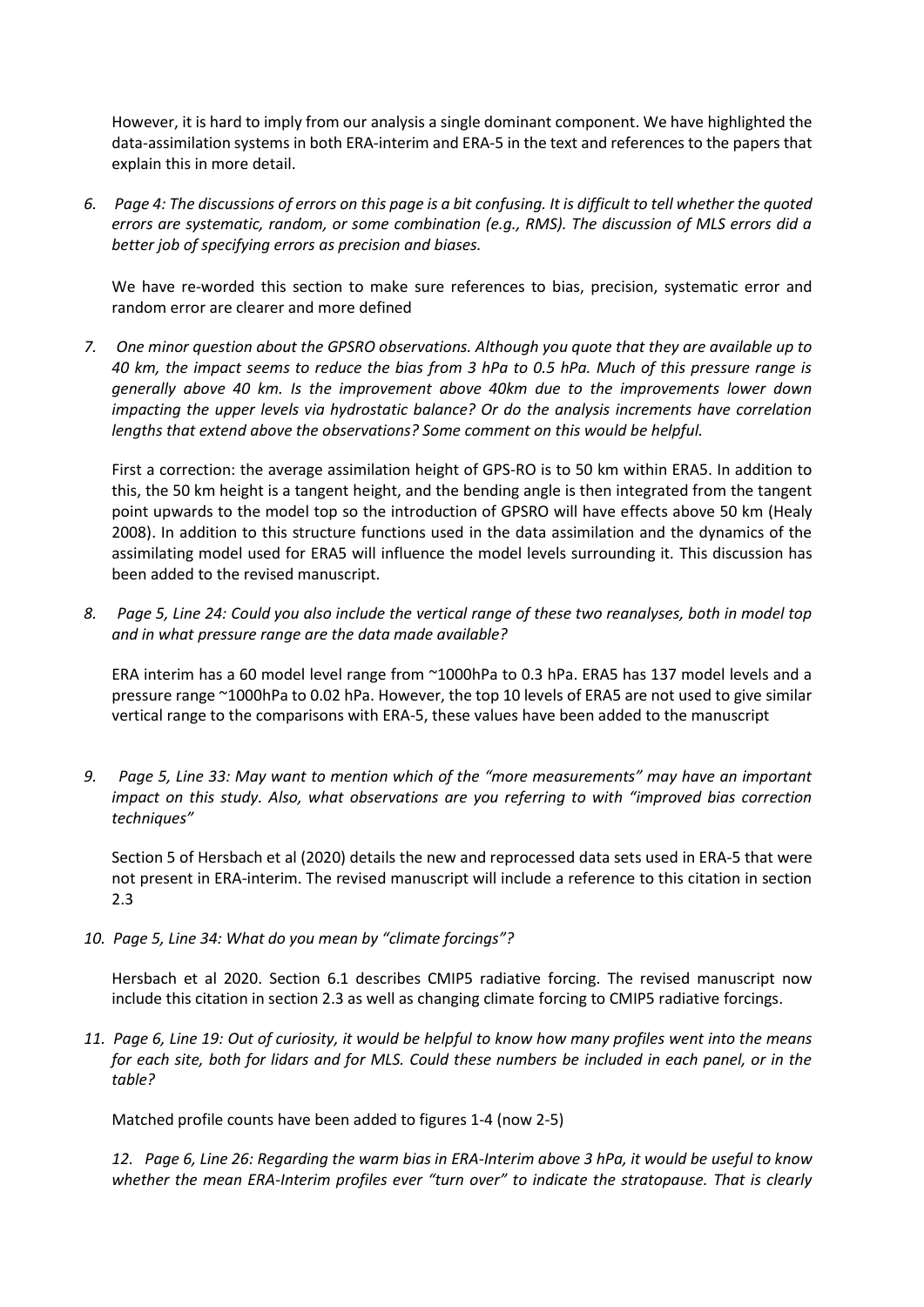However, it is hard to imply from our analysis a single dominant component. We have highlighted the data-assimilation systems in both ERA-interim and ERA-5 in the text and references to the papers that explain this in more detail.

6. *Page 4: The discussions of errors on this page is a bit confusing. It is difficult to tell whether the quoted errors are systematic, random, or some combination (e.g., RMS). The discussion of MLS errors did a better job of specifying errors as precision and biases.*

   We have re-worded this section to make sure references to bias, precision, systematic error and random error are clearer and more defined

7. *One minor question about the GPSRO observations. Although you quote that they are available up to 40 km, the impact seems to reduce the bias from 3 hPa to 0.5 hPa. Much of this pressure range is generally above 40 km. Is the improvement above 40km due to the improvements lower down impacting the upper levels via hydrostatic balance? Or do the analysis increments have correlation lengths that extend above the observations? Some comment on this would be helpful.*

   First a correction: the average assimilation height of GPS-RO is to 50 km within ERA5. In addition to this, the 50 km height is a tangent height, and the bending angle is then integrated from the tangent point upwards to the model top so the introduction of GPSRO will have effects above 50 km (Healy 2008). In addition to this structure functions used in the data assimilation and the dynamics of the assimilating model used for ERA5 will influence the model levels surrounding it. This discussion has been added to the revised manuscript.

8. *Page 5, Line 24: Could you also include the vertical range of these two reanalyses, both in model top and in what pressure range are the data made available?*

   ERA interim has a 60 model level range from ~1000hPa to 0.3 hPa. ERA5 has 137 model levels and a pressure range ~1000hPa to 0.02 hPa. However, the top 10 levels of ERA5 are not used to give similar vertical range to the comparisons with ERA-5, these values have been added to the manuscript

9. *Page 5, Line 33: May want to mention which of the "more measurements" may have an important impact on this study. Also, what observations are you referring to with "improved bias correction techniques"*

   Section 5 of Hersbach et al (2020) details the new and reprocessed data sets used in ERA-5 that were not present in ERA-interim. The revised manuscript will include a reference to this citation in section 2.3

10. *Page 5, Line 34: What do you mean by "climate forcings"?*

    Hersbach et al 2020. Section 6.1 describes CMIP5 radiative forcing. The revised manuscript now include this citation in section 2.3 as well as changing climate forcing to CMIP5 radiative forcings.

11. *Page 6, Line 19: Out of curiosity, it would be helpful to know how many profiles went into the means for each site, both for lidars and for MLS. Could these numbers be included in each panel, or in the table?*

    Matched profile counts have been added to figures 1-4 (now 2-5)

12. *Page 6, Line 26: Regarding the warm bias in ERA-Interim above 3 hPa, it would be useful to know whether the mean ERA-Interim profiles ever "turn over" to indicate the stratopause. That is clearly*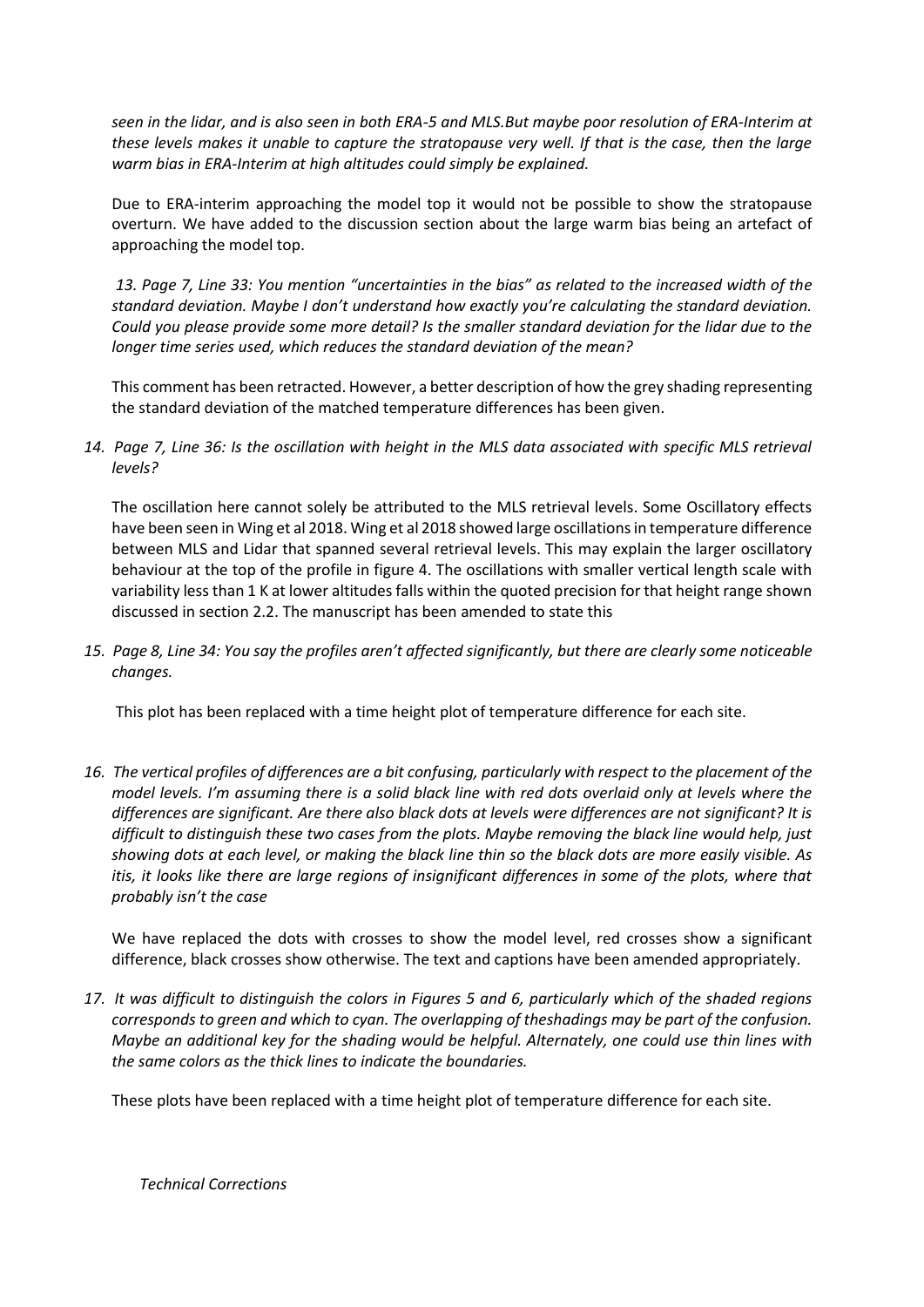*seen in the lidar, and is also seen in both ERA-5 and MLS.But maybe poor resolution of ERA-Interim at these levels makes it unable to capture the stratopause very well. If that is the case, then the large warm bias in ERA-Interim at high altitudes could simply be explained.*

Due to ERA-interim approaching the model top it would not be possible to show the stratopause overturn. We have added to the discussion section about the large warm bias being an artefact of approaching the model top.

*13. Page 7, Line 33: You mention "uncertainties in the bias" as related to the increased width of the standard deviation. Maybe I don't understand how exactly you're calculating the standard deviation. Could you please provide some more detail? Is the smaller standard deviation for the lidar due to the longer time series used, which reduces the standard deviation of the mean?*

This comment has been retracted. However, a better description of how the grey shading representing the standard deviation of the matched temperature differences has been given.

*14. Page 7, Line 36: Is the oscillation with height in the MLS data associated with specific MLS retrieval levels?*

The oscillation here cannot solely be attributed to the MLS retrieval levels. Some Oscillatory effects have been seen in Wing et al 2018. Wing et al 2018 showed large oscillations in temperature difference between MLS and Lidar that spanned several retrieval levels. This may explain the larger oscillatory behaviour at the top of the profile in figure 4. The oscillations with smaller vertical length scale with variability less than 1 K at lower altitudes falls within the quoted precision for that height range shown discussed in section 2.2. The manuscript has been amended to state this

*15. Page 8, Line 34: You say the profiles aren't affected significantly, but there are clearly some noticeable changes.*

This plot has been replaced with a time height plot of temperature difference for each site.

*16. The vertical profiles of differences are a bit confusing, particularly with respect to the placement of the model levels. I'm assuming there is a solid black line with red dots overlaid only at levels where the differences are significant. Are there also black dots at levels were differences are not significant? It is difficult to distinguish these two cases from the plots. Maybe removing the black line would help, just showing dots at each level, or making the black line thin so the black dots are more easily visible. As itis, it looks like there are large regions of insignificant differences in some of the plots, where that probably isn't the case*

We have replaced the dots with crosses to show the model level, red crosses show a significant difference, black crosses show otherwise. The text and captions have been amended appropriately.

*17. It was difficult to distinguish the colors in Figures 5 and 6, particularly which of the shaded regions corresponds to green and which to cyan. The overlapping of theshadings may be part of the confusion. Maybe an additional key for the shading would be helpful. Alternately, one could use thin lines with the same colors as the thick lines to indicate the boundaries.*

These plots have been replaced with a time height plot of temperature difference for each site.

*Technical Corrections*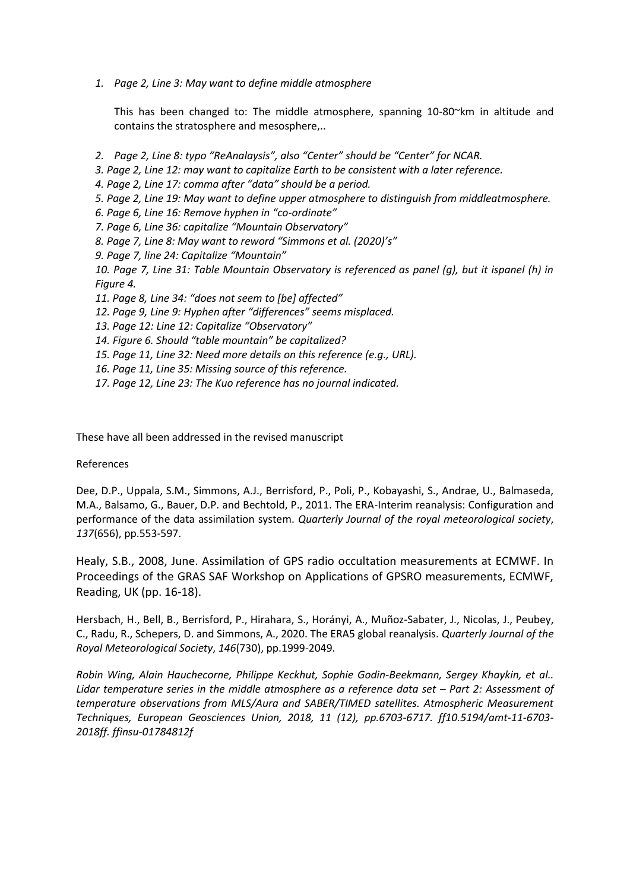1. *Page 2, Line 3: May want to define middle atmosphere*

   This has been changed to: The middle atmosphere, spanning 10-80~km in altitude and contains the stratosphere and mesosphere,..

2. *Page 2, Line 8: typo "ReAnalaysis", also "Center" should be "Center" for NCAR.*
3. *Page 2, Line 12: may want to capitalize Earth to be consistent with a later reference.*
4. *Page 2, Line 17: comma after "data" should be a period.*
5. *Page 2, Line 19: May want to define upper atmosphere to distinguish from middleatmosphere.*
6. *Page 6, Line 16: Remove hyphen in "co-ordinate"*
7. *Page 6, Line 36: capitalize "Mountain Observatory"*
8. *Page 7, Line 8: May want to reword "Simmons et al. (2020)'s"*
9. *Page 7, line 24: Capitalize "Mountain"*
10. *Page 7, Line 31: Table Mountain Observatory is referenced as panel (g), but it ispanel (h) in Figure 4.*
11. *Page 8, Line 34: "does not seem to [be] affected"*
12. *Page 9, Line 9: Hyphen after "differences" seems misplaced.*
13. *Page 12: Line 12: Capitalize "Observatory"*
14. *Figure 6. Should "table mountain" be capitalized?*
15. *Page 11, Line 32: Need more details on this reference (e.g., URL).*
16. *Page 11, Line 35: Missing source of this reference.*
17. *Page 12, Line 23: The Kuo reference has no journal indicated.*

These have all been addressed in the revised manuscript

References

Dee, D.P., Uppala, S.M., Simmons, A.J., Berrisford, P., Poli, P., Kobayashi, S., Andrae, U., Balmaseda, M.A., Balsamo, G., Bauer, D.P. and Bechtold, P., 2011. The ERA-Interim reanalysis: Configuration and performance of the data assimilation system. *Quarterly Journal of the royal meteorological society*, *137*(656), pp.553-597.

Healy, S.B., 2008, June. Assimilation of GPS radio occultation measurements at ECMWF. In Proceedings of the GRAS SAF Workshop on Applications of GPSRO measurements, ECMWF, Reading, UK (pp. 16-18).

Hersbach, H., Bell, B., Berrisford, P., Hirahara, S., Horányi, A., Muñoz-Sabater, J., Nicolas, J., Peubey, C., Radu, R., Schepers, D. and Simmons, A., 2020. The ERA5 global reanalysis. *Quarterly Journal of the Royal Meteorological Society*, *146*(730), pp.1999-2049.

*Robin Wing, Alain Hauchecorne, Philippe Keckhut, Sophie Godin-Beekmann, Sergey Khaykin, et al.. Lidar temperature series in the middle atmosphere as a reference data set – Part 2: Assessment of temperature observations from MLS/Aura and SABER/TIMED satellites. Atmospheric Measurement Techniques, European Geosciences Union, 2018, 11 (12), pp.6703-6717. ff10.5194/amt-11-6703-2018ff. ffinsu-01784812f*